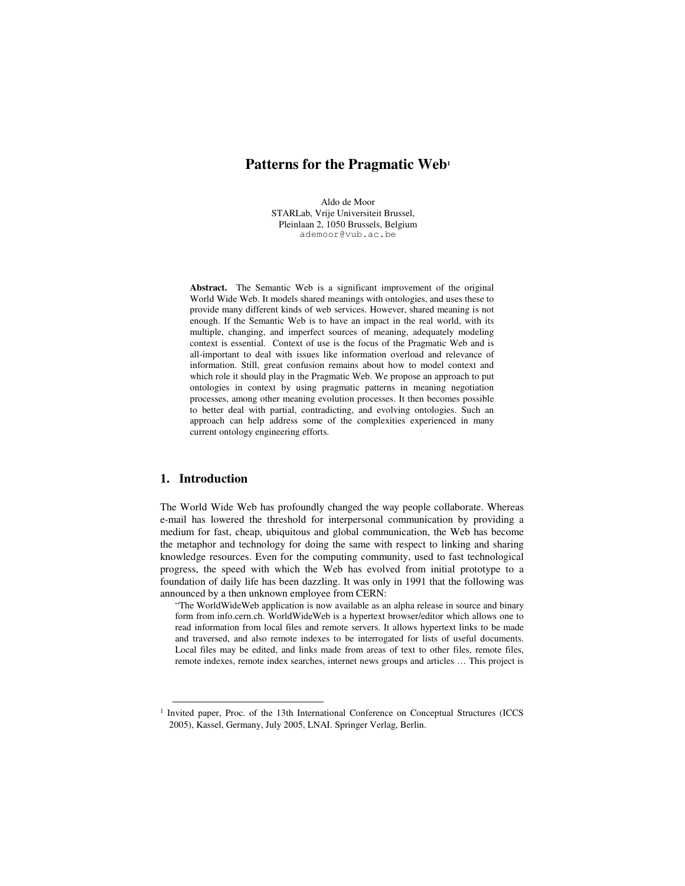# Patterns for the Pragmatic Web[1]

Aldo de Moor
STARLab, Vrije Universiteit Brussel,
Pleinlaan 2, 1050 Brussels, Belgium
ademoor@vub.ac.be

**Abstract.** The Semantic Web is a significant improvement of the original World Wide Web. It models shared meanings with ontologies, and uses these to provide many different kinds of web services. However, shared meaning is not enough. If the Semantic Web is to have an impact in the real world, with its multiple, changing, and imperfect sources of meaning, adequately modeling context is essential. Context of use is the focus of the Pragmatic Web and is all-important to deal with issues like information overload and relevance of information. Still, great confusion remains about how to model context and which role it should play in the Pragmatic Web. We propose an approach to put ontologies in context by using pragmatic patterns in meaning negotiation processes, among other meaning evolution processes. It then becomes possible to better deal with partial, contradicting, and evolving ontologies. Such an approach can help address some of the complexities experienced in many current ontology engineering efforts.

## 1. Introduction

The World Wide Web has profoundly changed the way people collaborate. Whereas e-mail has lowered the threshold for interpersonal communication by providing a medium for fast, cheap, ubiquitous and global communication, the Web has become the metaphor and technology for doing the same with respect to linking and sharing knowledge resources. Even for the computing community, used to fast technological progress, the speed with which the Web has evolved from initial prototype to a foundation of daily life has been dazzling. It was only in 1991 that the following was announced by a then unknown employee from CERN:

> "The WorldWideWeb application is now available as an alpha release in source and binary form from info.cern.ch. WorldWideWeb is a hypertext browser/editor which allows one to read information from local files and remote servers. It allows hypertext links to be made and traversed, and also remote indexes to be interrogated for lists of useful documents. Local files may be edited, and links made from areas of text to other files, remote files, remote indexes, remote index searches, internet news groups and articles … This project is

[1] Invited paper, Proc. of the 13th International Conference on Conceptual Structures (ICCS 2005), Kassel, Germany, July 2005, LNAI. Springer Verlag, Berlin.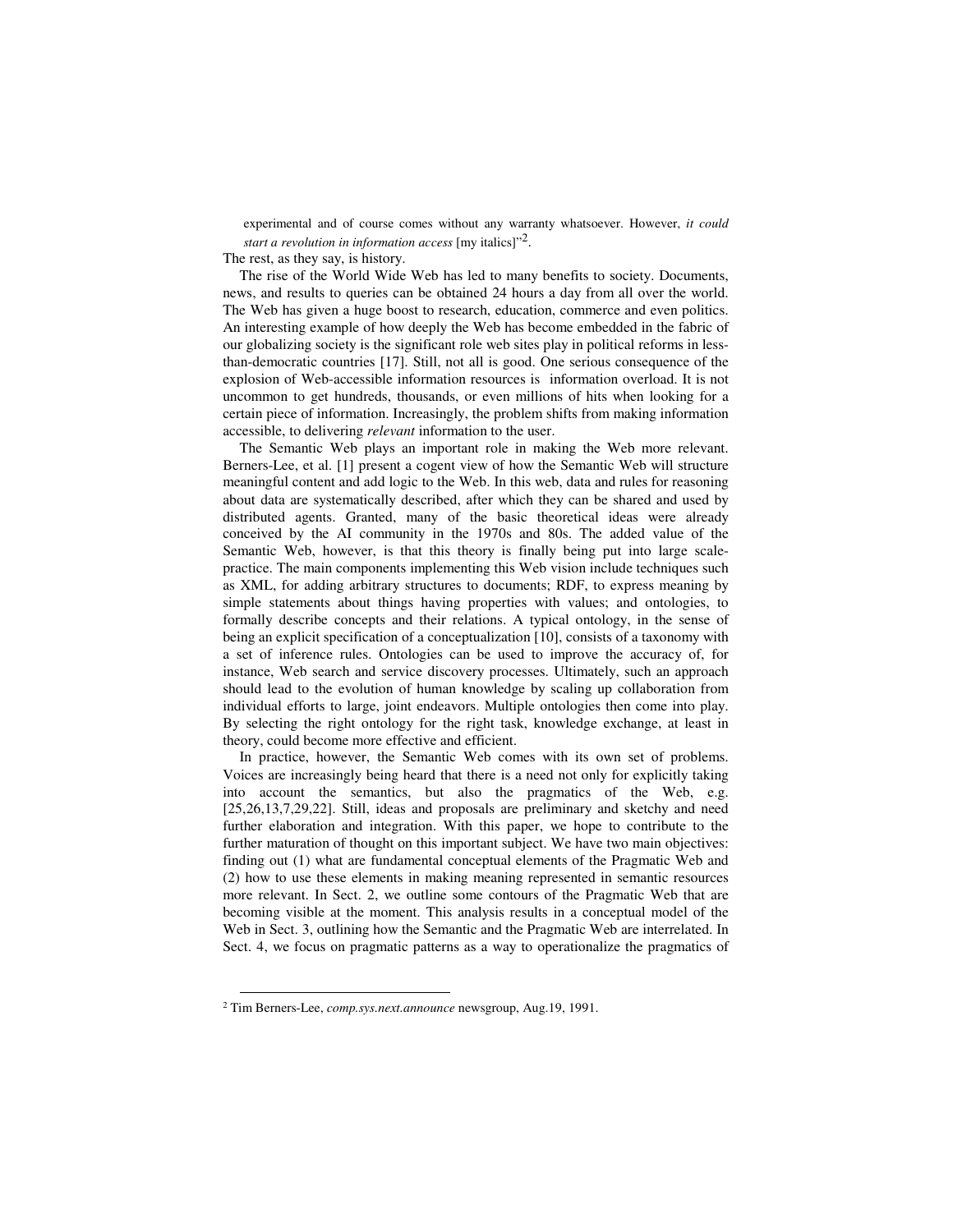experimental and of course comes without any warranty whatsoever. However, *it could start a revolution in information access* [my italics]"[2].

The rest, as they say, is history.

The rise of the World Wide Web has led to many benefits to society. Documents, news, and results to queries can be obtained 24 hours a day from all over the world. The Web has given a huge boost to research, education, commerce and even politics. An interesting example of how deeply the Web has become embedded in the fabric of our globalizing society is the significant role web sites play in political reforms in less-than-democratic countries [17]. Still, not all is good. One serious consequence of the explosion of Web-accessible information resources is information overload. It is not uncommon to get hundreds, thousands, or even millions of hits when looking for a certain piece of information. Increasingly, the problem shifts from making information accessible, to delivering *relevant* information to the user.

The Semantic Web plays an important role in making the Web more relevant. Berners-Lee, et al. [1] present a cogent view of how the Semantic Web will structure meaningful content and add logic to the Web. In this web, data and rules for reasoning about data are systematically described, after which they can be shared and used by distributed agents. Granted, many of the basic theoretical ideas were already conceived by the AI community in the 1970s and 80s. The added value of the Semantic Web, however, is that this theory is finally being put into large scale-practice. The main components implementing this Web vision include techniques such as XML, for adding arbitrary structures to documents; RDF, to express meaning by simple statements about things having properties with values; and ontologies, to formally describe concepts and their relations. A typical ontology, in the sense of being an explicit specification of a conceptualization [10], consists of a taxonomy with a set of inference rules. Ontologies can be used to improve the accuracy of, for instance, Web search and service discovery processes. Ultimately, such an approach should lead to the evolution of human knowledge by scaling up collaboration from individual efforts to large, joint endeavors. Multiple ontologies then come into play. By selecting the right ontology for the right task, knowledge exchange, at least in theory, could become more effective and efficient.

In practice, however, the Semantic Web comes with its own set of problems. Voices are increasingly being heard that there is a need not only for explicitly taking into account the semantics, but also the pragmatics of the Web, e.g. [25,26,13,7,29,22]. Still, ideas and proposals are preliminary and sketchy and need further elaboration and integration. With this paper, we hope to contribute to the further maturation of thought on this important subject. We have two main objectives: finding out (1) what are fundamental conceptual elements of the Pragmatic Web and (2) how to use these elements in making meaning represented in semantic resources more relevant. In Sect. 2, we outline some contours of the Pragmatic Web that are becoming visible at the moment. This analysis results in a conceptual model of the Web in Sect. 3, outlining how the Semantic and the Pragmatic Web are interrelated. In Sect. 4, we focus on pragmatic patterns as a way to operationalize the pragmatics of

[2] Tim Berners-Lee, *comp.sys.next.announce* newsgroup, Aug.19, 1991.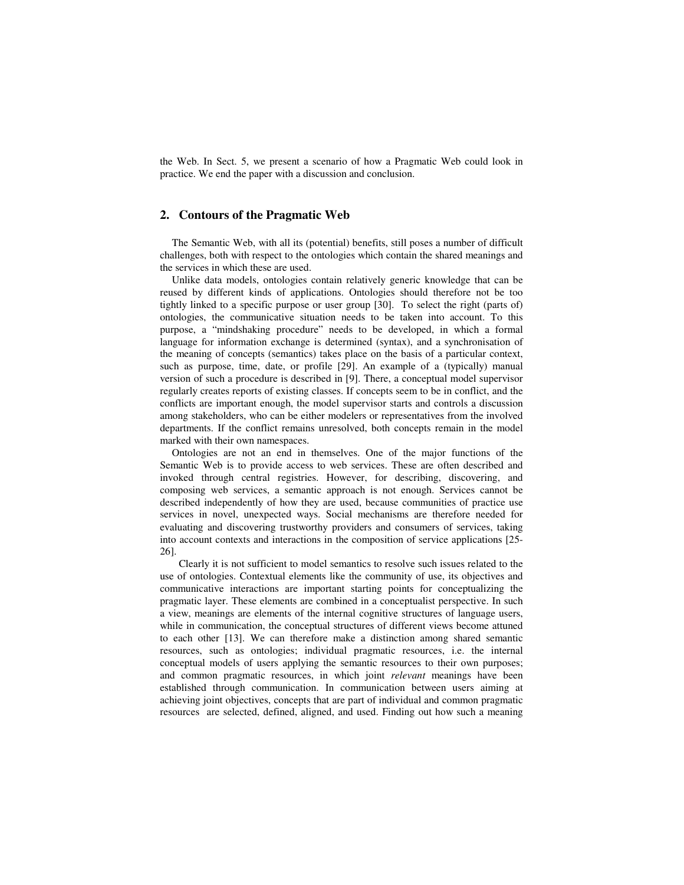the Web. In Sect. 5, we present a scenario of how a Pragmatic Web could look in practice. We end the paper with a discussion and conclusion.

## 2. Contours of the Pragmatic Web

The Semantic Web, with all its (potential) benefits, still poses a number of difficult challenges, both with respect to the ontologies which contain the shared meanings and the services in which these are used.

Unlike data models, ontologies contain relatively generic knowledge that can be reused by different kinds of applications. Ontologies should therefore not be too tightly linked to a specific purpose or user group [30]. To select the right (parts of) ontologies, the communicative situation needs to be taken into account. To this purpose, a "mindshaking procedure" needs to be developed, in which a formal language for information exchange is determined (syntax), and a synchronisation of the meaning of concepts (semantics) takes place on the basis of a particular context, such as purpose, time, date, or profile [29]. An example of a (typically) manual version of such a procedure is described in [9]. There, a conceptual model supervisor regularly creates reports of existing classes. If concepts seem to be in conflict, and the conflicts are important enough, the model supervisor starts and controls a discussion among stakeholders, who can be either modelers or representatives from the involved departments. If the conflict remains unresolved, both concepts remain in the model marked with their own namespaces.

Ontologies are not an end in themselves. One of the major functions of the Semantic Web is to provide access to web services. These are often described and invoked through central registries. However, for describing, discovering, and composing web services, a semantic approach is not enough. Services cannot be described independently of how they are used, because communities of practice use services in novel, unexpected ways. Social mechanisms are therefore needed for evaluating and discovering trustworthy providers and consumers of services, taking into account contexts and interactions in the composition of service applications [25-26].

Clearly it is not sufficient to model semantics to resolve such issues related to the use of ontologies. Contextual elements like the community of use, its objectives and communicative interactions are important starting points for conceptualizing the pragmatic layer. These elements are combined in a conceptualist perspective. In such a view, meanings are elements of the internal cognitive structures of language users, while in communication, the conceptual structures of different views become attuned to each other [13]. We can therefore make a distinction among shared semantic resources, such as ontologies; individual pragmatic resources, i.e. the internal conceptual models of users applying the semantic resources to their own purposes; and common pragmatic resources, in which joint *relevant* meanings have been established through communication. In communication between users aiming at achieving joint objectives, concepts that are part of individual and common pragmatic resources are selected, defined, aligned, and used. Finding out how such a meaning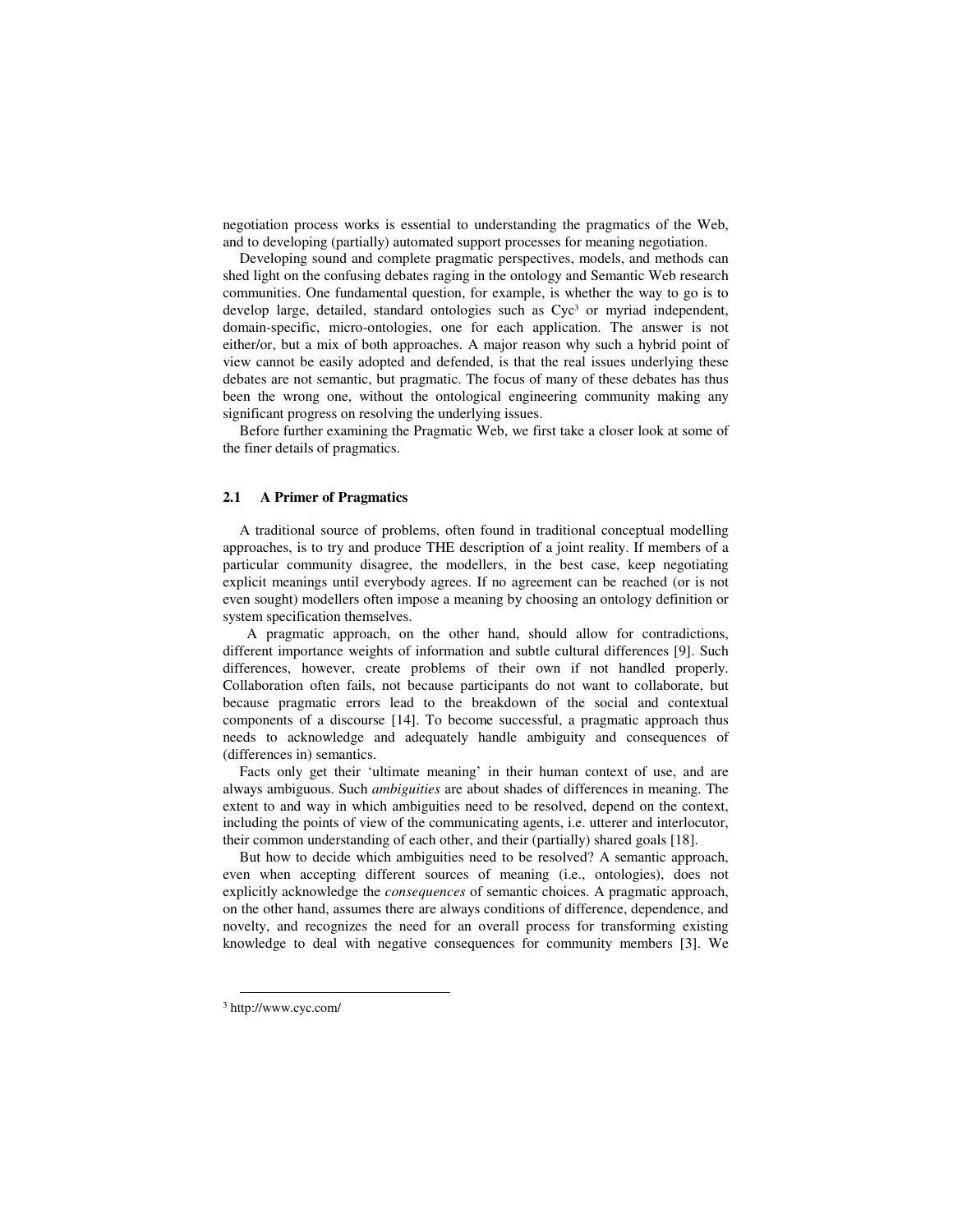negotiation process works is essential to understanding the pragmatics of the Web, and to developing (partially) automated support processes for meaning negotiation.

Developing sound and complete pragmatic perspectives, models, and methods can shed light on the confusing debates raging in the ontology and Semantic Web research communities. One fundamental question, for example, is whether the way to go is to develop large, detailed, standard ontologies such as Cyc[3] or myriad independent, domain-specific, micro-ontologies, one for each application. The answer is not either/or, but a mix of both approaches. A major reason why such a hybrid point of view cannot be easily adopted and defended, is that the real issues underlying these debates are not semantic, but pragmatic. The focus of many of these debates has thus been the wrong one, without the ontological engineering community making any significant progress on resolving the underlying issues.

Before further examining the Pragmatic Web, we first take a closer look at some of the finer details of pragmatics.

### 2.1 A Primer of Pragmatics

A traditional source of problems, often found in traditional conceptual modelling approaches, is to try and produce THE description of a joint reality. If members of a particular community disagree, the modellers, in the best case, keep negotiating explicit meanings until everybody agrees. If no agreement can be reached (or is not even sought) modellers often impose a meaning by choosing an ontology definition or system specification themselves.

A pragmatic approach, on the other hand, should allow for contradictions, different importance weights of information and subtle cultural differences [9]. Such differences, however, create problems of their own if not handled properly. Collaboration often fails, not because participants do not want to collaborate, but because pragmatic errors lead to the breakdown of the social and contextual components of a discourse [14]. To become successful, a pragmatic approach thus needs to acknowledge and adequately handle ambiguity and consequences of (differences in) semantics.

Facts only get their 'ultimate meaning' in their human context of use, and are always ambiguous. Such *ambiguities* are about shades of differences in meaning. The extent to and way in which ambiguities need to be resolved, depend on the context, including the points of view of the communicating agents, i.e. utterer and interlocutor, their common understanding of each other, and their (partially) shared goals [18].

But how to decide which ambiguities need to be resolved? A semantic approach, even when accepting different sources of meaning (i.e., ontologies), does not explicitly acknowledge the *consequences* of semantic choices. A pragmatic approach, on the other hand, assumes there are always conditions of difference, dependence, and novelty, and recognizes the need for an overall process for transforming existing knowledge to deal with negative consequences for community members [3]. We

[3] http://www.cyc.com/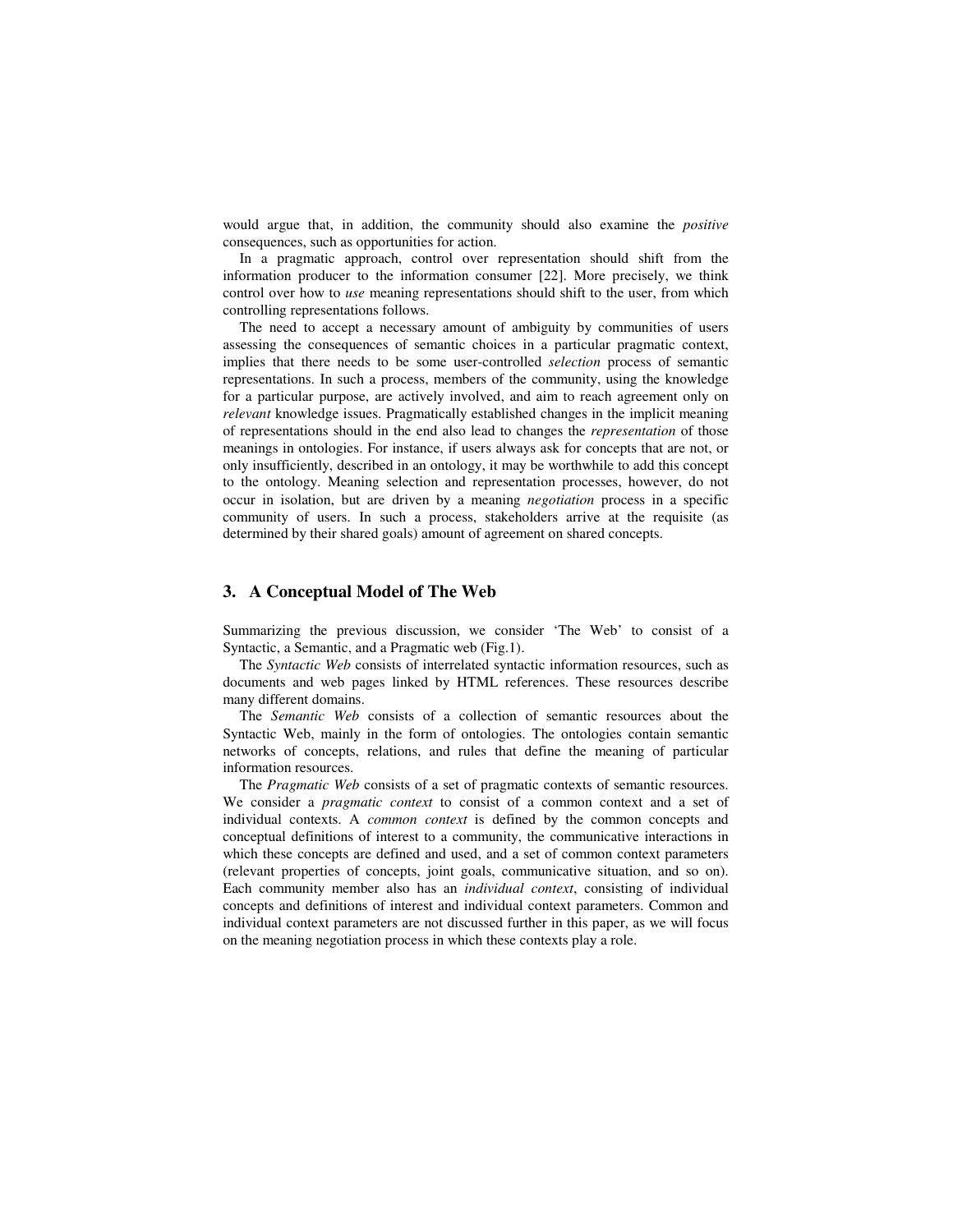would argue that, in addition, the community should also examine the *positive* consequences, such as opportunities for action.

In a pragmatic approach, control over representation should shift from the information producer to the information consumer [22]. More precisely, we think control over how to *use* meaning representations should shift to the user, from which controlling representations follows.

The need to accept a necessary amount of ambiguity by communities of users assessing the consequences of semantic choices in a particular pragmatic context, implies that there needs to be some user-controlled *selection* process of semantic representations. In such a process, members of the community, using the knowledge for a particular purpose, are actively involved, and aim to reach agreement only on *relevant* knowledge issues. Pragmatically established changes in the implicit meaning of representations should in the end also lead to changes the *representation* of those meanings in ontologies. For instance, if users always ask for concepts that are not, or only insufficiently, described in an ontology, it may be worthwhile to add this concept to the ontology. Meaning selection and representation processes, however, do not occur in isolation, but are driven by a meaning *negotiation* process in a specific community of users. In such a process, stakeholders arrive at the requisite (as determined by their shared goals) amount of agreement on shared concepts.

## 3. A Conceptual Model of The Web

Summarizing the previous discussion, we consider 'The Web' to consist of a Syntactic, a Semantic, and a Pragmatic web (Fig.1).

The *Syntactic Web* consists of interrelated syntactic information resources, such as documents and web pages linked by HTML references. These resources describe many different domains.

The *Semantic Web* consists of a collection of semantic resources about the Syntactic Web, mainly in the form of ontologies. The ontologies contain semantic networks of concepts, relations, and rules that define the meaning of particular information resources.

The *Pragmatic Web* consists of a set of pragmatic contexts of semantic resources. We consider a *pragmatic context* to consist of a common context and a set of individual contexts. A *common context* is defined by the common concepts and conceptual definitions of interest to a community, the communicative interactions in which these concepts are defined and used, and a set of common context parameters (relevant properties of concepts, joint goals, communicative situation, and so on). Each community member also has an *individual context*, consisting of individual concepts and definitions of interest and individual context parameters. Common and individual context parameters are not discussed further in this paper, as we will focus on the meaning negotiation process in which these contexts play a role.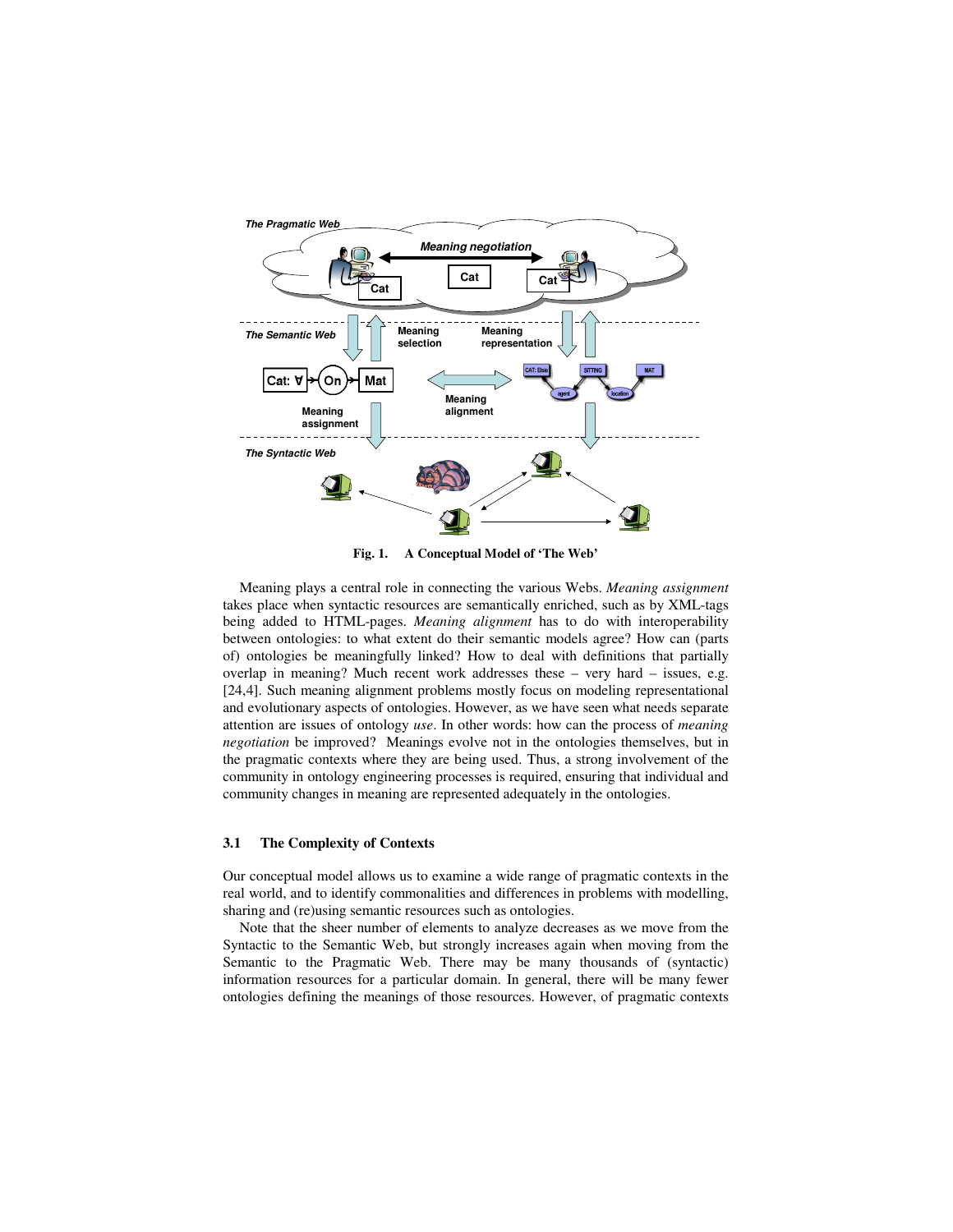The Pragmatic Web

Meaning negotiation

Cat

Cat

Cat

The Semantic Web

Meaning selection

Meaning representation

Cat: ∀

On

Mat

CAT: Elsie

SITTING

MAT

agent

location

Meaning alignment

Meaning assignment

The Syntactic Web

**Fig. 1.** **A Conceptual Model of 'The Web'**

Meaning plays a central role in connecting the various Webs. *Meaning assignment* takes place when syntactic resources are semantically enriched, such as by XML-tags being added to HTML-pages. *Meaning alignment* has to do with interoperability between ontologies: to what extent do their semantic models agree? How can (parts of) ontologies be meaningfully linked? How to deal with definitions that partially overlap in meaning? Much recent work addresses these – very hard – issues, e.g. [24,4]. Such meaning alignment problems mostly focus on modeling representational and evolutionary aspects of ontologies. However, as we have seen what needs separate attention are issues of ontology *use*. In other words: how can the process of *meaning negotiation* be improved? Meanings evolve not in the ontologies themselves, but in the pragmatic contexts where they are being used. Thus, a strong involvement of the community in ontology engineering processes is required, ensuring that individual and community changes in meaning are represented adequately in the ontologies.

### 3.1 The Complexity of Contexts

Our conceptual model allows us to examine a wide range of pragmatic contexts in the real world, and to identify commonalities and differences in problems with modelling, sharing and (re)using semantic resources such as ontologies.

Note that the sheer number of elements to analyze decreases as we move from the Syntactic to the Semantic Web, but strongly increases again when moving from the Semantic to the Pragmatic Web. There may be many thousands of (syntactic) information resources for a particular domain. In general, there will be many fewer ontologies defining the meanings of those resources. However, of pragmatic contexts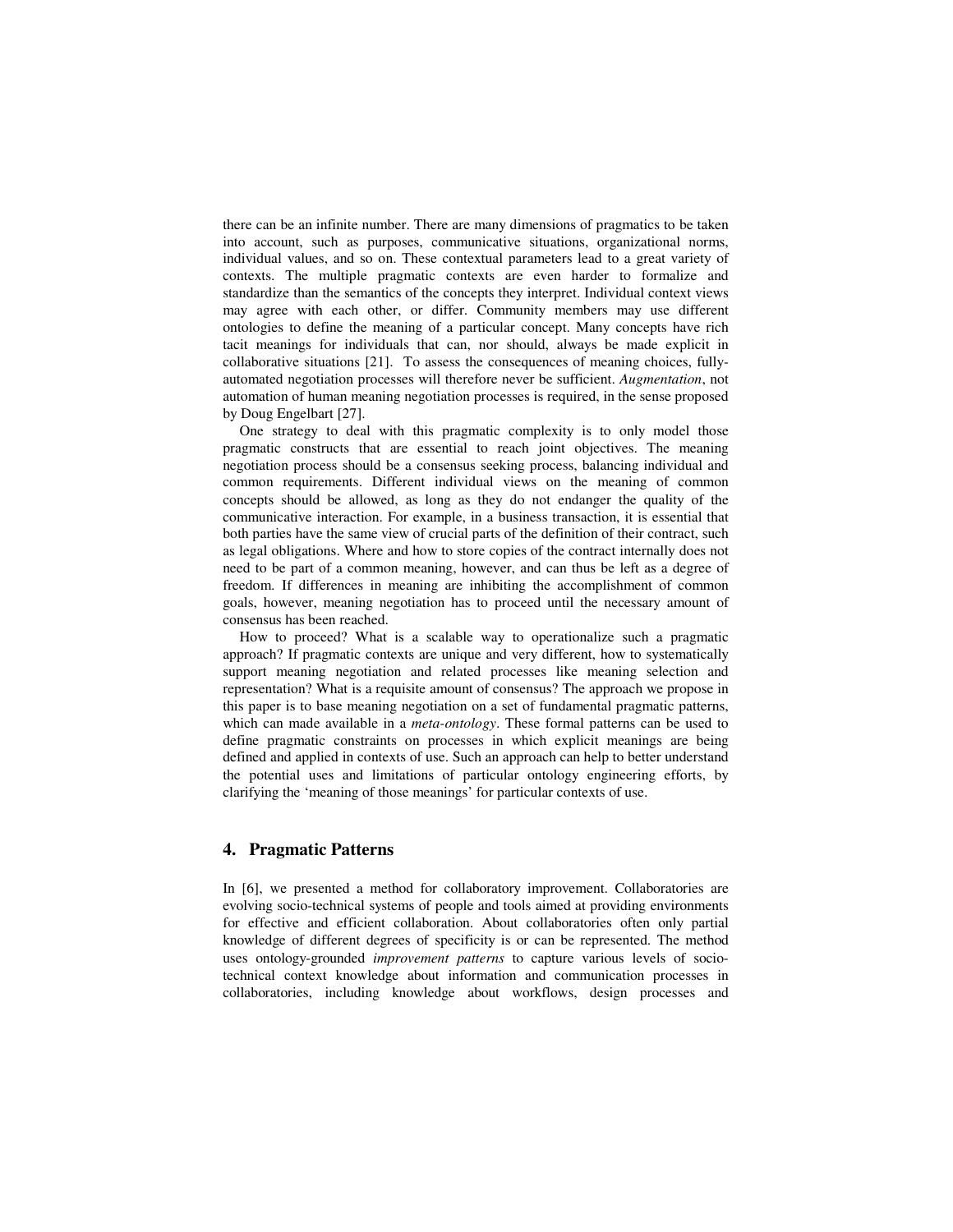there can be an infinite number. There are many dimensions of pragmatics to be taken into account, such as purposes, communicative situations, organizational norms, individual values, and so on. These contextual parameters lead to a great variety of contexts. The multiple pragmatic contexts are even harder to formalize and standardize than the semantics of the concepts they interpret. Individual context views may agree with each other, or differ. Community members may use different ontologies to define the meaning of a particular concept. Many concepts have rich tacit meanings for individuals that can, nor should, always be made explicit in collaborative situations [21]. To assess the consequences of meaning choices, fully-automated negotiation processes will therefore never be sufficient. *Augmentation*, not automation of human meaning negotiation processes is required, in the sense proposed by Doug Engelbart [27].

One strategy to deal with this pragmatic complexity is to only model those pragmatic constructs that are essential to reach joint objectives. The meaning negotiation process should be a consensus seeking process, balancing individual and common requirements. Different individual views on the meaning of common concepts should be allowed, as long as they do not endanger the quality of the communicative interaction. For example, in a business transaction, it is essential that both parties have the same view of crucial parts of the definition of their contract, such as legal obligations. Where and how to store copies of the contract internally does not need to be part of a common meaning, however, and can thus be left as a degree of freedom. If differences in meaning are inhibiting the accomplishment of common goals, however, meaning negotiation has to proceed until the necessary amount of consensus has been reached.

How to proceed? What is a scalable way to operationalize such a pragmatic approach? If pragmatic contexts are unique and very different, how to systematically support meaning negotiation and related processes like meaning selection and representation? What is a requisite amount of consensus? The approach we propose in this paper is to base meaning negotiation on a set of fundamental pragmatic patterns, which can made available in a *meta-ontology*. These formal patterns can be used to define pragmatic constraints on processes in which explicit meanings are being defined and applied in contexts of use. Such an approach can help to better understand the potential uses and limitations of particular ontology engineering efforts, by clarifying the 'meaning of those meanings' for particular contexts of use.

## 4. Pragmatic Patterns

In [6], we presented a method for collaboratory improvement. Collaboratories are evolving socio-technical systems of people and tools aimed at providing environments for effective and efficient collaboration. About collaboratories often only partial knowledge of different degrees of specificity is or can be represented. The method uses ontology-grounded *improvement patterns* to capture various levels of socio-technical context knowledge about information and communication processes in collaboratories, including knowledge about workflows, design processes and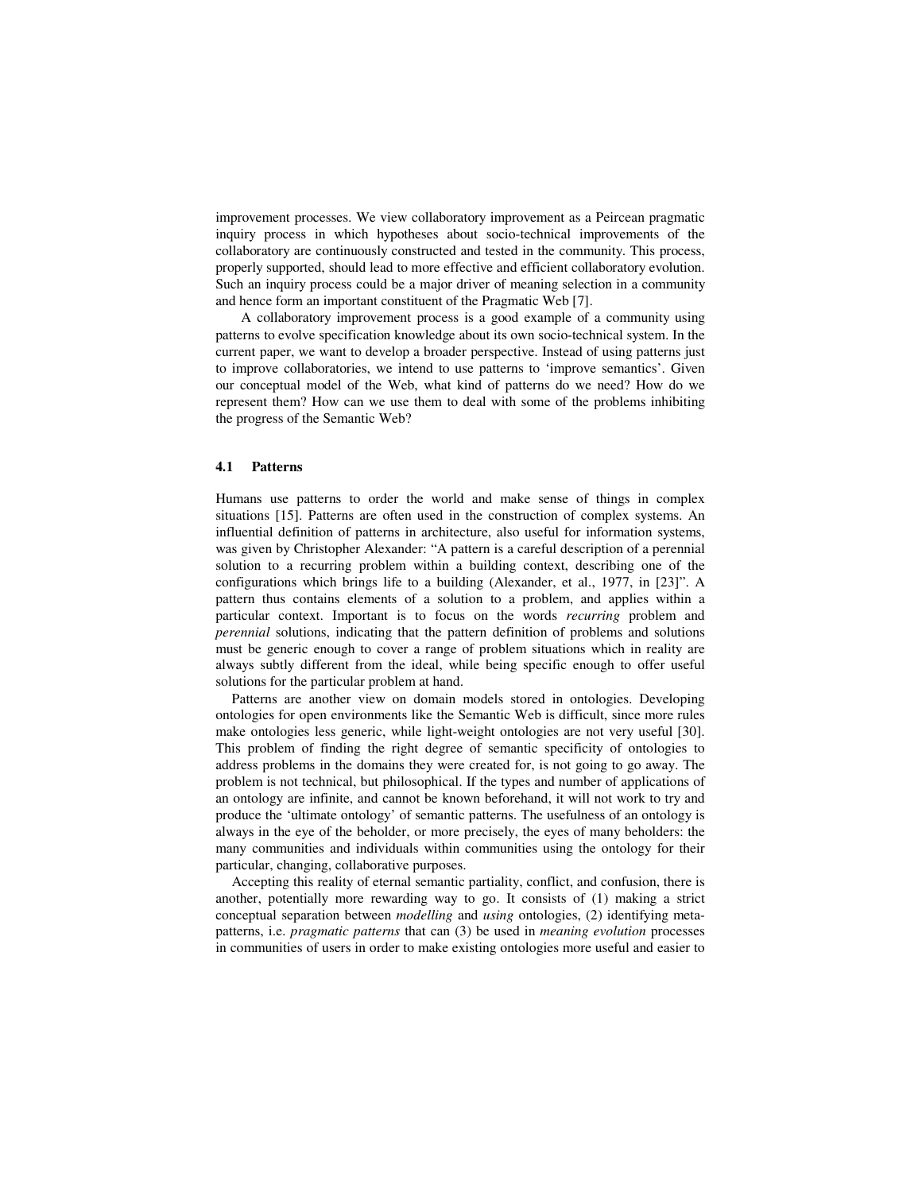improvement processes. We view collaboratory improvement as a Peircean pragmatic inquiry process in which hypotheses about socio-technical improvements of the collaboratory are continuously constructed and tested in the community. This process, properly supported, should lead to more effective and efficient collaboratory evolution. Such an inquiry process could be a major driver of meaning selection in a community and hence form an important constituent of the Pragmatic Web [7].

A collaboratory improvement process is a good example of a community using patterns to evolve specification knowledge about its own socio-technical system. In the current paper, we want to develop a broader perspective. Instead of using patterns just to improve collaboratories, we intend to use patterns to 'improve semantics'. Given our conceptual model of the Web, what kind of patterns do we need? How do we represent them? How can we use them to deal with some of the problems inhibiting the progress of the Semantic Web?

### 4.1 Patterns

Humans use patterns to order the world and make sense of things in complex situations [15]. Patterns are often used in the construction of complex systems. An influential definition of patterns in architecture, also useful for information systems, was given by Christopher Alexander: "A pattern is a careful description of a perennial solution to a recurring problem within a building context, describing one of the configurations which brings life to a building (Alexander, et al., 1977, in [23]". A pattern thus contains elements of a solution to a problem, and applies within a particular context. Important is to focus on the words *recurring* problem and *perennial* solutions, indicating that the pattern definition of problems and solutions must be generic enough to cover a range of problem situations which in reality are always subtly different from the ideal, while being specific enough to offer useful solutions for the particular problem at hand.

Patterns are another view on domain models stored in ontologies. Developing ontologies for open environments like the Semantic Web is difficult, since more rules make ontologies less generic, while light-weight ontologies are not very useful [30]. This problem of finding the right degree of semantic specificity of ontologies to address problems in the domains they were created for, is not going to go away. The problem is not technical, but philosophical. If the types and number of applications of an ontology are infinite, and cannot be known beforehand, it will not work to try and produce the 'ultimate ontology' of semantic patterns. The usefulness of an ontology is always in the eye of the beholder, or more precisely, the eyes of many beholders: the many communities and individuals within communities using the ontology for their particular, changing, collaborative purposes.

Accepting this reality of eternal semantic partiality, conflict, and confusion, there is another, potentially more rewarding way to go. It consists of (1) making a strict conceptual separation between *modelling* and *using* ontologies, (2) identifying meta-patterns, i.e. *pragmatic patterns* that can (3) be used in *meaning evolution* processes in communities of users in order to make existing ontologies more useful and easier to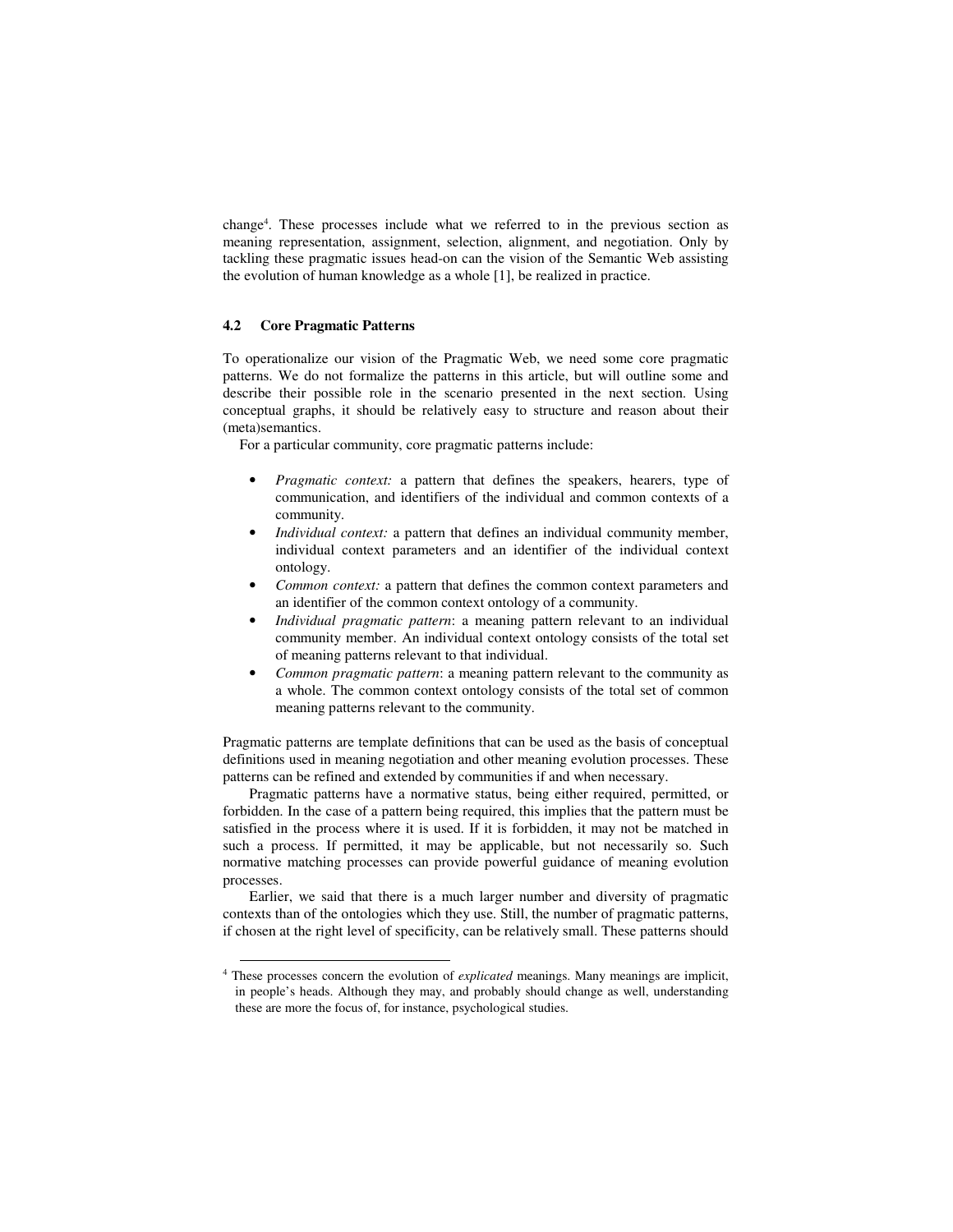change[4]. These processes include what we referred to in the previous section as meaning representation, assignment, selection, alignment, and negotiation. Only by tackling these pragmatic issues head-on can the vision of the Semantic Web assisting the evolution of human knowledge as a whole [1], be realized in practice.

### 4.2 Core Pragmatic Patterns

To operationalize our vision of the Pragmatic Web, we need some core pragmatic patterns. We do not formalize the patterns in this article, but will outline some and describe their possible role in the scenario presented in the next section. Using conceptual graphs, it should be relatively easy to structure and reason about their (meta)semantics.

For a particular community, core pragmatic patterns include:

- *Pragmatic context:* a pattern that defines the speakers, hearers, type of communication, and identifiers of the individual and common contexts of a community.
- *Individual context:* a pattern that defines an individual community member, individual context parameters and an identifier of the individual context ontology.
- *Common context:* a pattern that defines the common context parameters and an identifier of the common context ontology of a community.
- *Individual pragmatic pattern*: a meaning pattern relevant to an individual community member. An individual context ontology consists of the total set of meaning patterns relevant to that individual.
- *Common pragmatic pattern*: a meaning pattern relevant to the community as a whole. The common context ontology consists of the total set of common meaning patterns relevant to the community.

Pragmatic patterns are template definitions that can be used as the basis of conceptual definitions used in meaning negotiation and other meaning evolution processes. These patterns can be refined and extended by communities if and when necessary.

Pragmatic patterns have a normative status, being either required, permitted, or forbidden. In the case of a pattern being required, this implies that the pattern must be satisfied in the process where it is used. If it is forbidden, it may not be matched in such a process. If permitted, it may be applicable, but not necessarily so. Such normative matching processes can provide powerful guidance of meaning evolution processes.

Earlier, we said that there is a much larger number and diversity of pragmatic contexts than of the ontologies which they use. Still, the number of pragmatic patterns, if chosen at the right level of specificity, can be relatively small. These patterns should

---

[4] These processes concern the evolution of *explicated* meanings. Many meanings are implicit, in people's heads. Although they may, and probably should change as well, understanding these are more the focus of, for instance, psychological studies.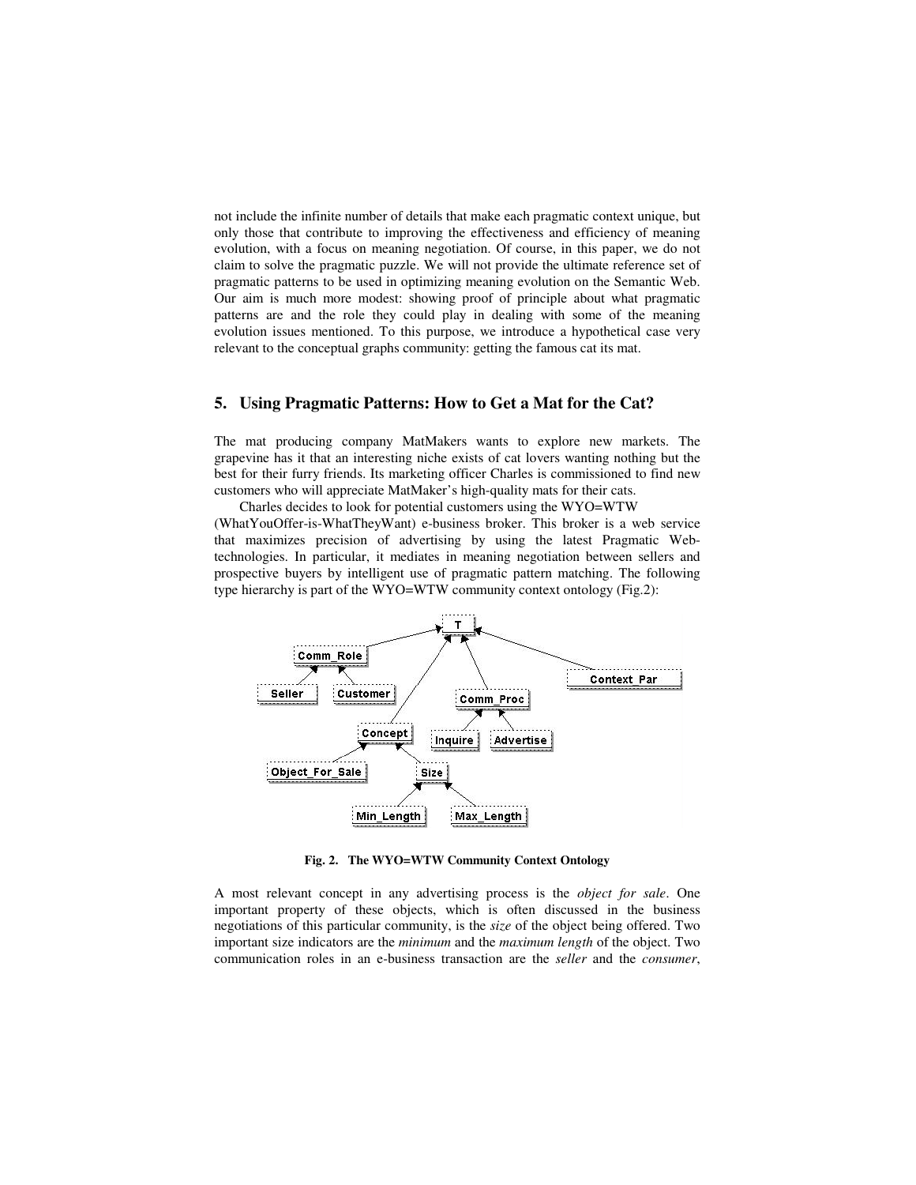not include the infinite number of details that make each pragmatic context unique, but only those that contribute to improving the effectiveness and efficiency of meaning evolution, with a focus on meaning negotiation. Of course, in this paper, we do not claim to solve the pragmatic puzzle. We will not provide the ultimate reference set of pragmatic patterns to be used in optimizing meaning evolution on the Semantic Web. Our aim is much more modest: showing proof of principle about what pragmatic patterns are and the role they could play in dealing with some of the meaning evolution issues mentioned. To this purpose, we introduce a hypothetical case very relevant to the conceptual graphs community: getting the famous cat its mat.

## 5. Using Pragmatic Patterns: How to Get a Mat for the Cat?

The mat producing company MatMakers wants to explore new markets. The grapevine has it that an interesting niche exists of cat lovers wanting nothing but the best for their furry friends. Its marketing officer Charles is commissioned to find new customers who will appreciate MatMaker's high-quality mats for their cats.

Charles decides to look for potential customers using the WYO=WTW (WhatYouOffer-is-WhatTheyWant) e-business broker. This broker is a web service that maximizes precision of advertising by using the latest Pragmatic Web-technologies. In particular, it mediates in meaning negotiation between sellers and prospective buyers by intelligent use of pragmatic pattern matching. The following type hierarchy is part of the WYO=WTW community context ontology (Fig.2):

T

Comm_Role

Seller

Customer

Comm_Proc

Inquire

Advertise

Context_Par

Concept

Object_For_Sale

Size

Min_Length

Max_Length

**Fig. 2. The WYO=WTW Community Context Ontology**

A most relevant concept in any advertising process is the *object for sale*. One important property of these objects, which is often discussed in the business negotiations of this particular community, is the *size* of the object being offered. Two important size indicators are the *minimum* and the *maximum length* of the object. Two communication roles in an e-business transaction are the *seller* and the *consumer*,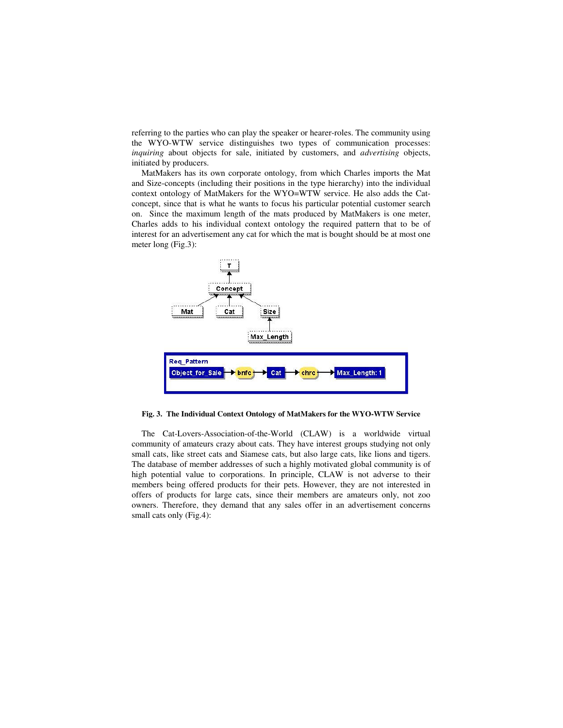referring to the parties who can play the speaker or hearer-roles. The community using the WYO-WTW service distinguishes two types of communication processes: *inquiring* about objects for sale, initiated by customers, and *advertising* objects, initiated by producers.

MatMakers has its own corporate ontology, from which Charles imports the Mat and Size-concepts (including their positions in the type hierarchy) into the individual context ontology of MatMakers for the WYO=WTW service. He also adds the Cat-concept, since that is what he wants to focus his particular potential customer search on. Since the maximum length of the mats produced by MatMakers is one meter, Charles adds to his individual context ontology the required pattern that to be of interest for an advertisement any cat for which the mat is bought should be at most one meter long (Fig.3):

T
Concept
Mat
Cat
Size
Max_Length

Req_Pattern
Object_for_Sale → bnfc → Cat → chrc → Max_Length: 1

**Fig. 3. The Individual Context Ontology of MatMakers for the WYO-WTW Service**

The Cat-Lovers-Association-of-the-World (CLAW) is a worldwide virtual community of amateurs crazy about cats. They have interest groups studying not only small cats, like street cats and Siamese cats, but also large cats, like lions and tigers. The database of member addresses of such a highly motivated global community is of high potential value to corporations. In principle, CLAW is not adverse to their members being offered products for their pets. However, they are not interested in offers of products for large cats, since their members are amateurs only, not zoo owners. Therefore, they demand that any sales offer in an advertisement concerns small cats only (Fig.4):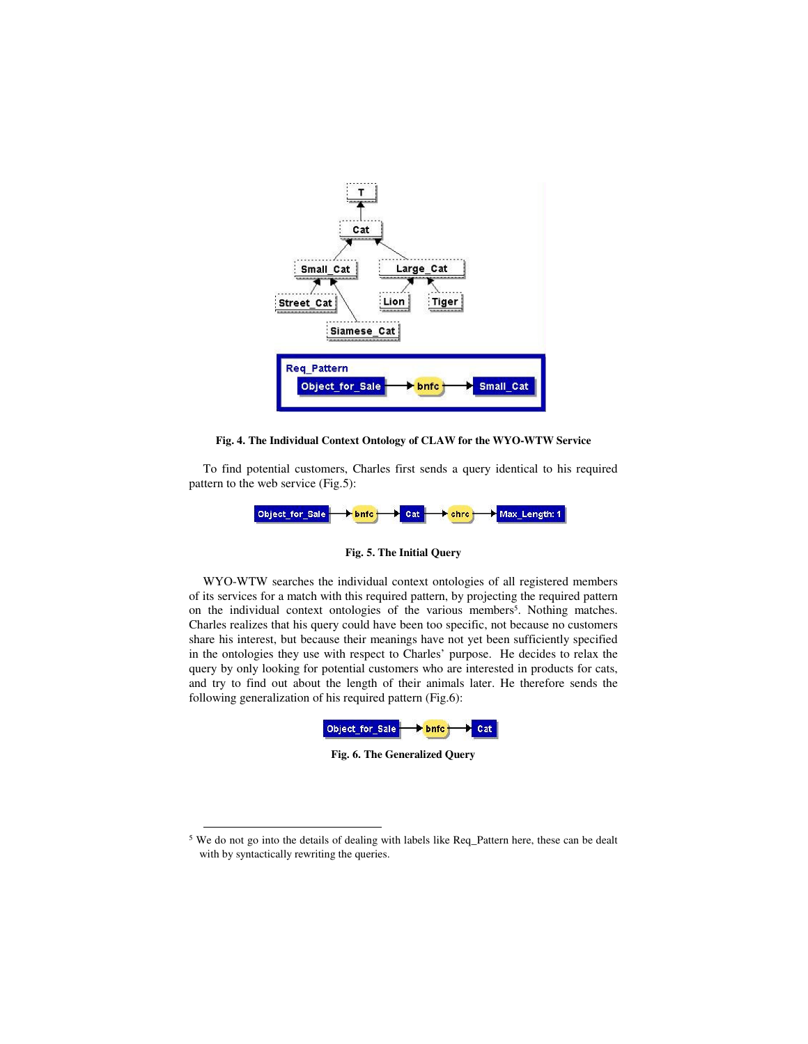**Fig. 4. The Individual Context Ontology of CLAW for the WYO-WTW Service**

To find potential customers, Charles first sends a query identical to his required pattern to the web service (Fig.5):

**Fig. 5. The Initial Query**

WYO-WTW searches the individual context ontologies of all registered members of its services for a match with this required pattern, by projecting the required pattern on the individual context ontologies of the various members[5]. Nothing matches. Charles realizes that his query could have been too specific, not because no customers share his interest, but because their meanings have not yet been sufficiently specified in the ontologies they use with respect to Charles' purpose. He decides to relax the query by only looking for potential customers who are interested in products for cats, and try to find out about the length of their animals later. He therefore sends the following generalization of his required pattern (Fig.6):

**Fig. 6. The Generalized Query**

[5] We do not go into the details of dealing with labels like Req_Pattern here, these can be dealt with by syntactically rewriting the queries.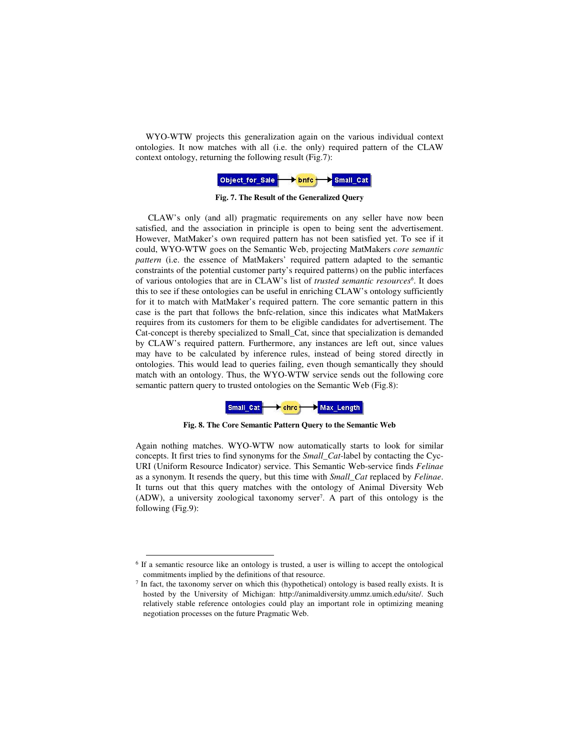WYO-WTW projects this generalization again on the various individual context ontologies. It now matches with all (i.e. the only) required pattern of the CLAW context ontology, returning the following result (Fig.7):

Object_for_Sale → bnfc → Small_Cat

**Fig. 7. The Result of the Generalized Query**

CLAW's only (and all) pragmatic requirements on any seller have now been satisfied, and the association in principle is open to being sent the advertisement. However, MatMaker's own required pattern has not been satisfied yet. To see if it could, WYO-WTW goes on the Semantic Web, projecting MatMakers *core semantic pattern* (i.e. the essence of MatMakers' required pattern adapted to the semantic constraints of the potential customer party's required patterns) on the public interfaces of various ontologies that are in CLAW's list of *trusted semantic resources*[6]. It does this to see if these ontologies can be useful in enriching CLAW's ontology sufficiently for it to match with MatMaker's required pattern. The core semantic pattern in this case is the part that follows the bnfc-relation, since this indicates what MatMakers requires from its customers for them to be eligible candidates for advertisement. The Cat-concept is thereby specialized to Small_Cat, since that specialization is demanded by CLAW's required pattern. Furthermore, any instances are left out, since values may have to be calculated by inference rules, instead of being stored directly in ontologies. This would lead to queries failing, even though semantically they should match with an ontology. Thus, the WYO-WTW service sends out the following core semantic pattern query to trusted ontologies on the Semantic Web (Fig.8):

Small_Cat → chrc → Max_Length

**Fig. 8. The Core Semantic Pattern Query to the Semantic Web**

Again nothing matches. WYO-WTW now automatically starts to look for similar concepts. It first tries to find synonyms for the *Small_Cat*-label by contacting the Cyc-URI (Uniform Resource Indicator) service. This Semantic Web-service finds *Felinae* as a synonym. It resends the query, but this time with *Small_Cat* replaced by *Felinae*. It turns out that this query matches with the ontology of Animal Diversity Web (ADW), a university zoological taxonomy server[7]. A part of this ontology is the following (Fig.9):

---

[6] If a semantic resource like an ontology is trusted, a user is willing to accept the ontological commitments implied by the definitions of that resource.

[7] In fact, the taxonomy server on which this (hypothetical) ontology is based really exists. It is hosted by the University of Michigan: http://animaldiversity.ummz.umich.edu/site/. Such relatively stable reference ontologies could play an important role in optimizing meaning negotiation processes on the future Pragmatic Web.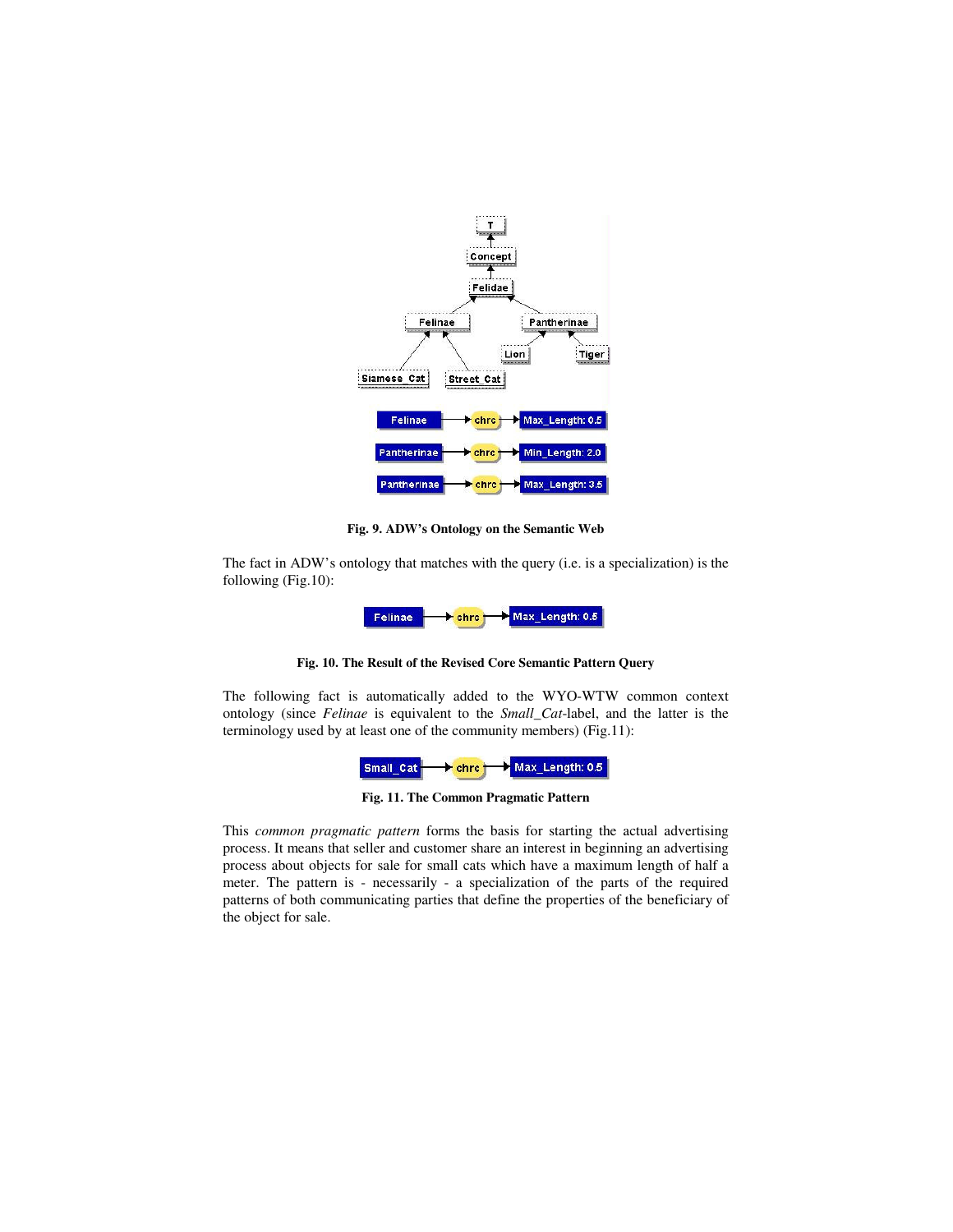**Fig. 9. ADW's Ontology on the Semantic Web**

The fact in ADW's ontology that matches with the query (i.e. is a specialization) is the following (Fig.10):

**Fig. 10. The Result of the Revised Core Semantic Pattern Query**

The following fact is automatically added to the WYO-WTW common context ontology (since *Felinae* is equivalent to the *Small_Cat*-label, and the latter is the terminology used by at least one of the community members) (Fig.11):

**Fig. 11. The Common Pragmatic Pattern**

This *common pragmatic pattern* forms the basis for starting the actual advertising process. It means that seller and customer share an interest in beginning an advertising process about objects for sale for small cats which have a maximum length of half a meter. The pattern is - necessarily - a specialization of the parts of the required patterns of both communicating parties that define the properties of the beneficiary of the object for sale.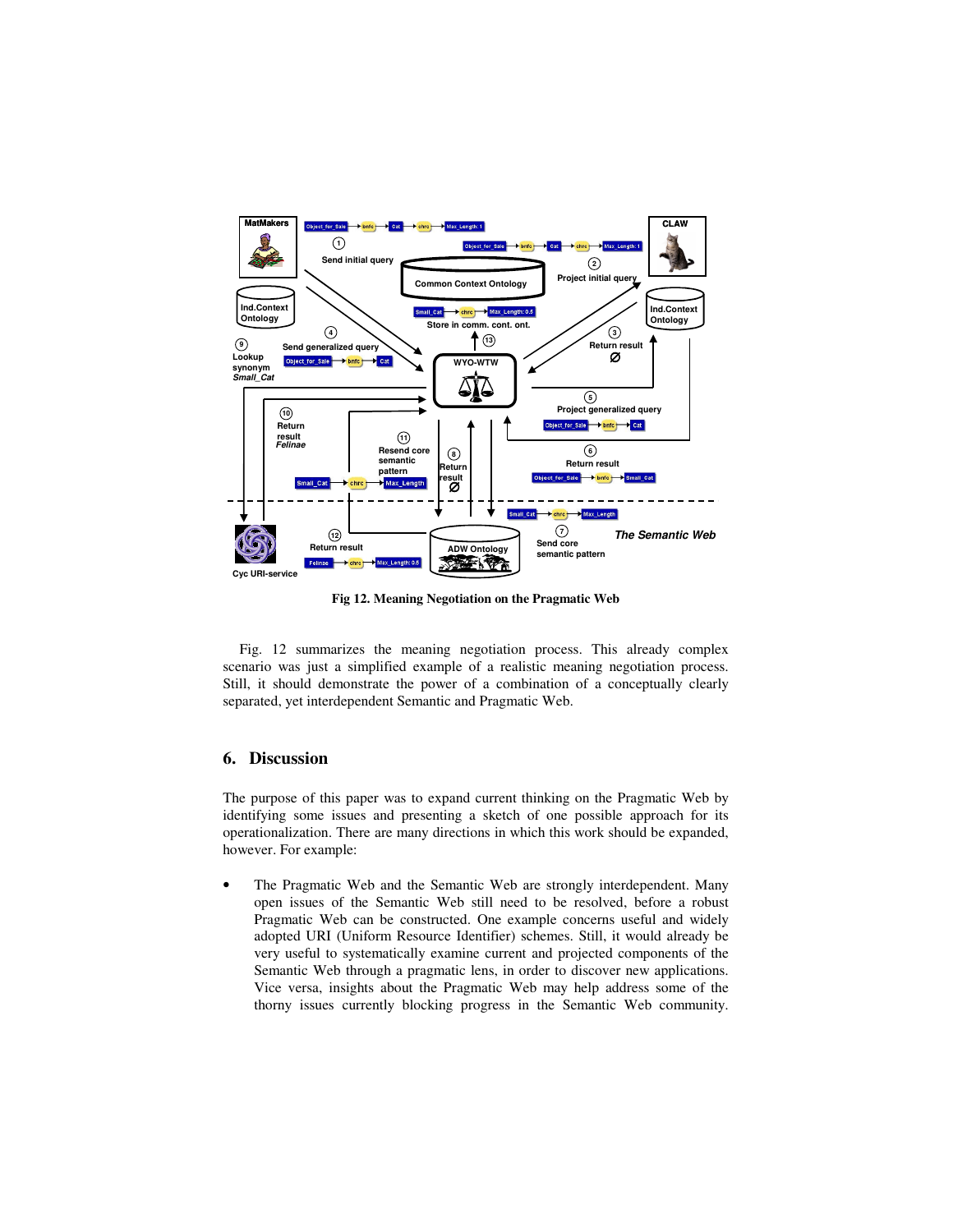Fig 12. Meaning Negotiation on the Pragmatic Web

Fig. 12 summarizes the meaning negotiation process. This already complex scenario was just a simplified example of a realistic meaning negotiation process. Still, it should demonstrate the power of a combination of a conceptually clearly separated, yet interdependent Semantic and Pragmatic Web.

## 6. Discussion

The purpose of this paper was to expand current thinking on the Pragmatic Web by identifying some issues and presenting a sketch of one possible approach for its operationalization. There are many directions in which this work should be expanded, however. For example:

- The Pragmatic Web and the Semantic Web are strongly interdependent. Many open issues of the Semantic Web still need to be resolved, before a robust Pragmatic Web can be constructed. One example concerns useful and widely adopted URI (Uniform Resource Identifier) schemes. Still, it would already be very useful to systematically examine current and projected components of the Semantic Web through a pragmatic lens, in order to discover new applications. Vice versa, insights about the Pragmatic Web may help address some of the thorny issues currently blocking progress in the Semantic Web community.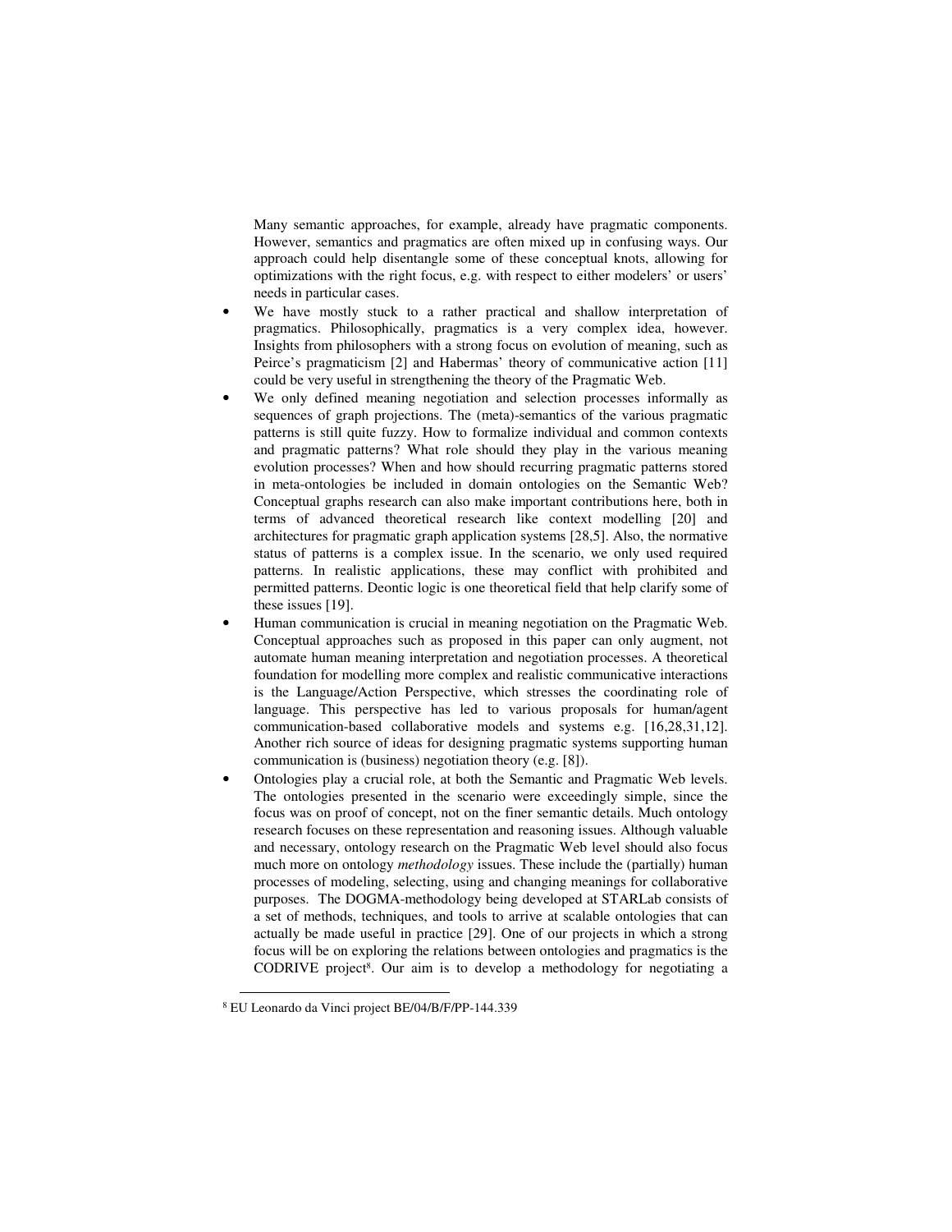Many semantic approaches, for example, already have pragmatic components. However, semantics and pragmatics are often mixed up in confusing ways. Our approach could help disentangle some of these conceptual knots, allowing for optimizations with the right focus, e.g. with respect to either modelers' or users' needs in particular cases.

- We have mostly stuck to a rather practical and shallow interpretation of pragmatics. Philosophically, pragmatics is a very complex idea, however. Insights from philosophers with a strong focus on evolution of meaning, such as Peirce's pragmaticism [2] and Habermas' theory of communicative action [11] could be very useful in strengthening the theory of the Pragmatic Web.
- We only defined meaning negotiation and selection processes informally as sequences of graph projections. The (meta)-semantics of the various pragmatic patterns is still quite fuzzy. How to formalize individual and common contexts and pragmatic patterns? What role should they play in the various meaning evolution processes? When and how should recurring pragmatic patterns stored in meta-ontologies be included in domain ontologies on the Semantic Web? Conceptual graphs research can also make important contributions here, both in terms of advanced theoretical research like context modelling [20] and architectures for pragmatic graph application systems [28,5]. Also, the normative status of patterns is a complex issue. In the scenario, we only used required patterns. In realistic applications, these may conflict with prohibited and permitted patterns. Deontic logic is one theoretical field that help clarify some of these issues [19].
- Human communication is crucial in meaning negotiation on the Pragmatic Web. Conceptual approaches such as proposed in this paper can only augment, not automate human meaning interpretation and negotiation processes. A theoretical foundation for modelling more complex and realistic communicative interactions is the Language/Action Perspective, which stresses the coordinating role of language. This perspective has led to various proposals for human/agent communication-based collaborative models and systems e.g. [16,28,31,12]. Another rich source of ideas for designing pragmatic systems supporting human communication is (business) negotiation theory (e.g. [8]).
- Ontologies play a crucial role, at both the Semantic and Pragmatic Web levels. The ontologies presented in the scenario were exceedingly simple, since the focus was on proof of concept, not on the finer semantic details. Much ontology research focuses on these representation and reasoning issues. Although valuable and necessary, ontology research on the Pragmatic Web level should also focus much more on ontology *methodology* issues. These include the (partially) human processes of modeling, selecting, using and changing meanings for collaborative purposes. The DOGMA-methodology being developed at STARLab consists of a set of methods, techniques, and tools to arrive at scalable ontologies that can actually be made useful in practice [29]. One of our projects in which a strong focus will be on exploring the relations between ontologies and pragmatics is the CODRIVE project[8]. Our aim is to develop a methodology for negotiating a

[8] EU Leonardo da Vinci project BE/04/B/F/PP-144.339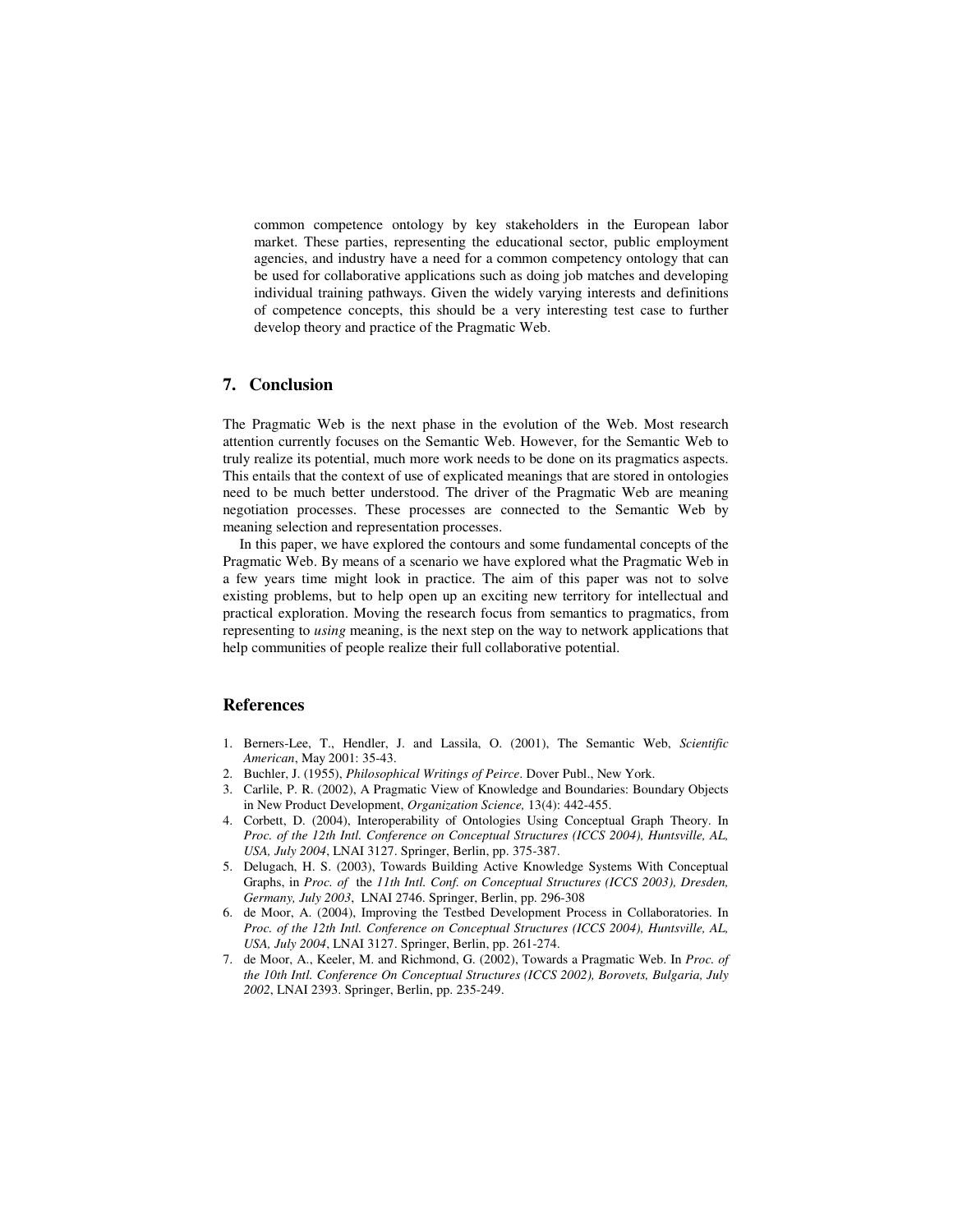common competence ontology by key stakeholders in the European labor market. These parties, representing the educational sector, public employment agencies, and industry have a need for a common competency ontology that can be used for collaborative applications such as doing job matches and developing individual training pathways. Given the widely varying interests and definitions of competence concepts, this should be a very interesting test case to further develop theory and practice of the Pragmatic Web.

## 7. Conclusion

The Pragmatic Web is the next phase in the evolution of the Web. Most research attention currently focuses on the Semantic Web. However, for the Semantic Web to truly realize its potential, much more work needs to be done on its pragmatics aspects. This entails that the context of use of explicated meanings that are stored in ontologies need to be much better understood. The driver of the Pragmatic Web are meaning negotiation processes. These processes are connected to the Semantic Web by meaning selection and representation processes.

In this paper, we have explored the contours and some fundamental concepts of the Pragmatic Web. By means of a scenario we have explored what the Pragmatic Web in a few years time might look in practice. The aim of this paper was not to solve existing problems, but to help open up an exciting new territory for intellectual and practical exploration. Moving the research focus from semantics to pragmatics, from representing to *using* meaning, is the next step on the way to network applications that help communities of people realize their full collaborative potential.

## References

1. Berners-Lee, T., Hendler, J. and Lassila, O. (2001), The Semantic Web, *Scientific American*, May 2001: 35-43.
2. Buchler, J. (1955), *Philosophical Writings of Peirce*. Dover Publ., New York.
3. Carlile, P. R. (2002), A Pragmatic View of Knowledge and Boundaries: Boundary Objects in New Product Development, *Organization Science,* 13(4): 442-455.
4. Corbett, D. (2004), Interoperability of Ontologies Using Conceptual Graph Theory. In *Proc. of the 12th Intl. Conference on Conceptual Structures (ICCS 2004), Huntsville, AL, USA, July 2004*, LNAI 3127. Springer, Berlin, pp. 375-387.
5. Delugach, H. S. (2003), Towards Building Active Knowledge Systems With Conceptual Graphs, in *Proc. of* the *11th Intl. Conf. on Conceptual Structures (ICCS 2003), Dresden, Germany, July 2003*, LNAI 2746. Springer, Berlin, pp. 296-308
6. de Moor, A. (2004), Improving the Testbed Development Process in Collaboratories. In *Proc. of the 12th Intl. Conference on Conceptual Structures (ICCS 2004), Huntsville, AL, USA, July 2004*, LNAI 3127. Springer, Berlin, pp. 261-274.
7. de Moor, A., Keeler, M. and Richmond, G. (2002), Towards a Pragmatic Web. In *Proc. of the 10th Intl. Conference On Conceptual Structures (ICCS 2002), Borovets, Bulgaria, July 2002*, LNAI 2393. Springer, Berlin, pp. 235-249.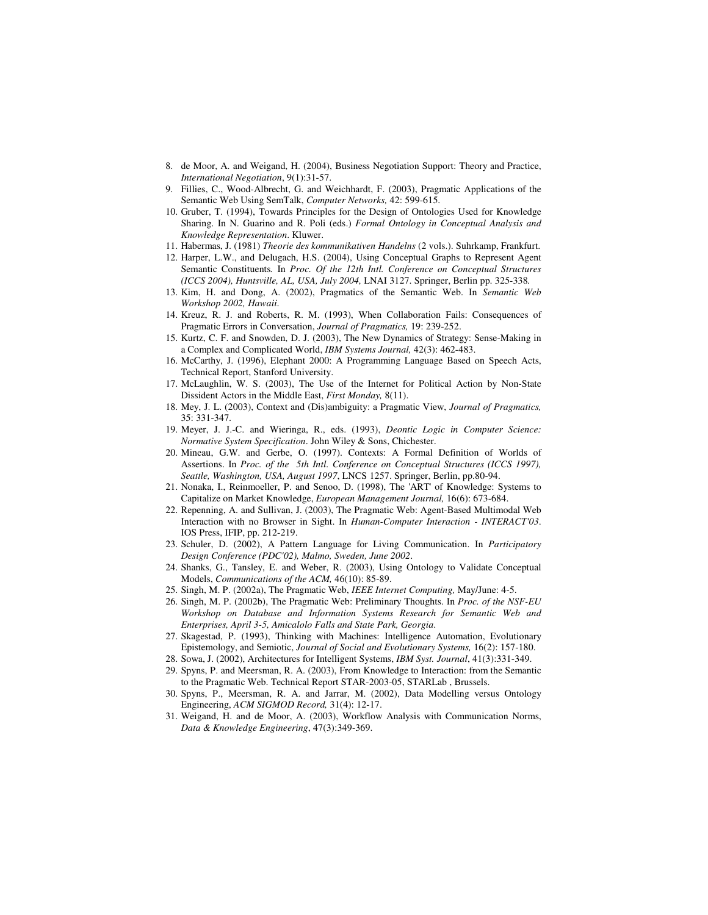8. de Moor, A. and Weigand, H. (2004), Business Negotiation Support: Theory and Practice, *International Negotiation*, 9(1):31-57.
9. Fillies, C., Wood-Albrecht, G. and Weichhardt, F. (2003), Pragmatic Applications of the Semantic Web Using SemTalk, *Computer Networks,* 42: 599-615.
10. Gruber, T. (1994), Towards Principles for the Design of Ontologies Used for Knowledge Sharing. In N. Guarino and R. Poli (eds.) *Formal Ontology in Conceptual Analysis and Knowledge Representation*. Kluwer.
11. Habermas, J. (1981) *Theorie des kommunikativen Handelns* (2 vols.). Suhrkamp, Frankfurt.
12. Harper, L.W., and Delugach, H.S. (2004), Using Conceptual Graphs to Represent Agent Semantic Constituents*.* In *Proc. Of the 12th Intl. Conference on Conceptual Structures (ICCS 2004), Huntsville, AL, USA, July 2004,* LNAI 3127. Springer, Berlin pp. 325-338*.*
13. Kim, H. and Dong, A. (2002), Pragmatics of the Semantic Web. In *Semantic Web Workshop 2002, Hawaii*.
14. Kreuz, R. J. and Roberts, R. M. (1993), When Collaboration Fails: Consequences of Pragmatic Errors in Conversation, *Journal of Pragmatics,* 19: 239-252.
15. Kurtz, C. F. and Snowden, D. J. (2003), The New Dynamics of Strategy: Sense-Making in a Complex and Complicated World, *IBM Systems Journal,* 42(3): 462-483.
16. McCarthy, J. (1996), Elephant 2000: A Programming Language Based on Speech Acts, Technical Report, Stanford University.
17. McLaughlin, W. S. (2003), The Use of the Internet for Political Action by Non-State Dissident Actors in the Middle East, *First Monday,* 8(11).
18. Mey, J. L. (2003), Context and (Dis)ambiguity: a Pragmatic View, *Journal of Pragmatics,* 35: 331-347.
19. Meyer, J. J.-C. and Wieringa, R., eds. (1993), *Deontic Logic in Computer Science: Normative System Specification*. John Wiley & Sons, Chichester.
20. Mineau, G.W. and Gerbe, O. (1997). Contexts: A Formal Definition of Worlds of Assertions. In *Proc. of the 5th Intl. Conference on Conceptual Structures (ICCS 1997), Seattle, Washington, USA, August 1997*, LNCS 1257. Springer, Berlin, pp.80-94.
21. Nonaka, I., Reinmoeller, P. and Senoo, D. (1998), The 'ART' of Knowledge: Systems to Capitalize on Market Knowledge, *European Management Journal,* 16(6): 673-684.
22. Repenning, A. and Sullivan, J. (2003), The Pragmatic Web: Agent-Based Multimodal Web Interaction with no Browser in Sight. In *Human-Computer Interaction - INTERACT'03*. IOS Press, IFIP, pp. 212-219.
23. Schuler, D. (2002), A Pattern Language for Living Communication. In *Participatory Design Conference (PDC'02), Malmo, Sweden, June 2002*.
24. Shanks, G., Tansley, E. and Weber, R. (2003), Using Ontology to Validate Conceptual Models, *Communications of the ACM,* 46(10): 85-89.
25. Singh, M. P. (2002a), The Pragmatic Web, *IEEE Internet Computing,* May/June: 4-5.
26. Singh, M. P. (2002b), The Pragmatic Web: Preliminary Thoughts. In *Proc. of the NSF-EU Workshop on Database and Information Systems Research for Semantic Web and Enterprises, April 3-5, Amicalolo Falls and State Park, Georgia*.
27. Skagestad, P. (1993), Thinking with Machines: Intelligence Automation, Evolutionary Epistemology, and Semiotic, *Journal of Social and Evolutionary Systems,* 16(2): 157-180.
28. Sowa, J. (2002), Architectures for Intelligent Systems, *IBM Syst. Journal*, 41(3):331-349.
29. Spyns, P. and Meersman, R. A. (2003), From Knowledge to Interaction: from the Semantic to the Pragmatic Web. Technical Report STAR-2003-05, STARLab , Brussels.
30. Spyns, P., Meersman, R. A. and Jarrar, M. (2002), Data Modelling versus Ontology Engineering, *ACM SIGMOD Record,* 31(4): 12-17.
31. Weigand, H. and de Moor, A. (2003), Workflow Analysis with Communication Norms, *Data & Knowledge Engineering*, 47(3):349-369.